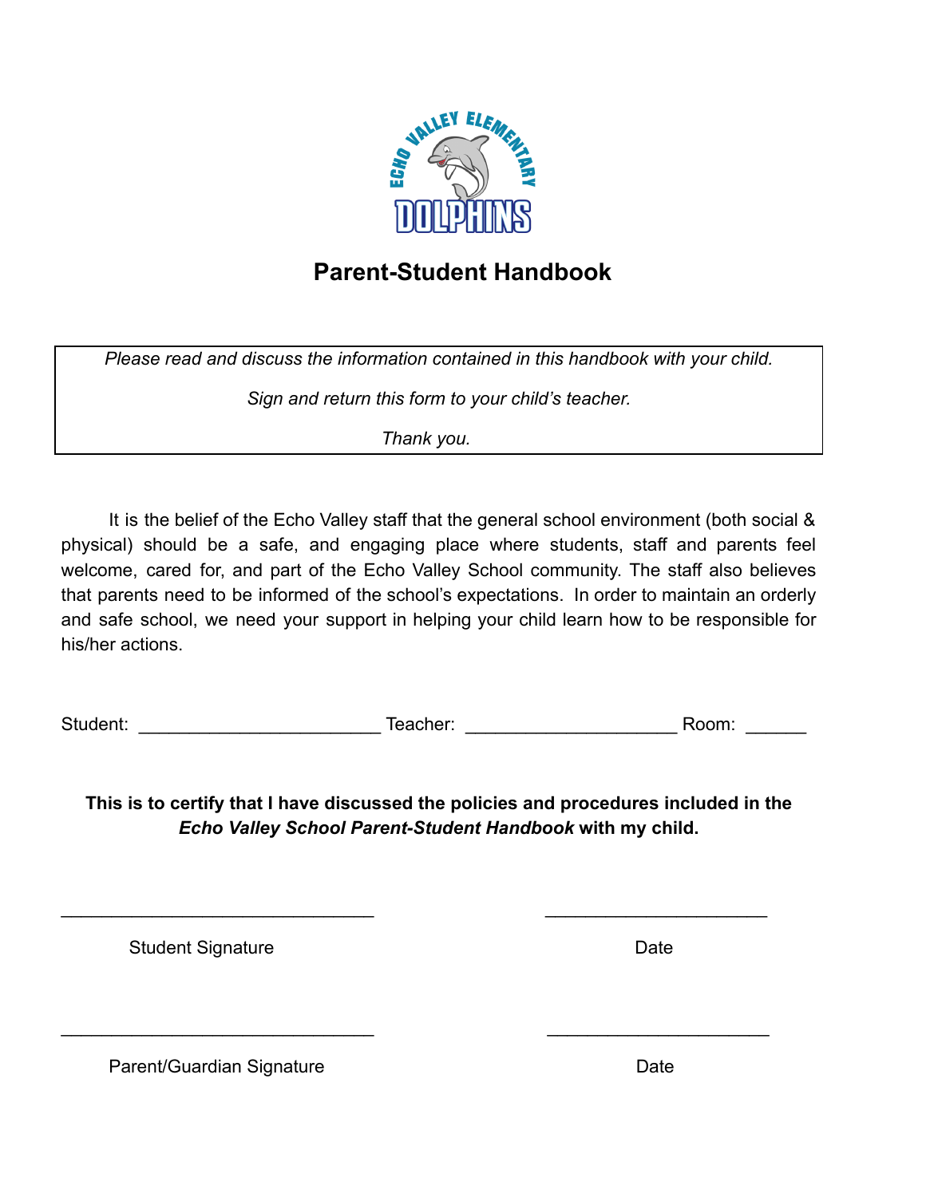# Parent-Student Handbook

*Please read and discuss the information contained in this handbook with your child.*

*Sign and return this form to your child's teacher.*

*Thank you.*

It is the belief of the Echo Valley staff that the general school environment (both social & physical) should be a safe, and engaging place where students, staff and parents feel welcome, cared for, and part of the Echo Valley School community. The staff also believes that parents need to be informed of the school's expectations. In order to maintain an orderly and safe school, we need your support in helping your child learn how to be responsible for his/her actions.

Student: ________________________ Teacher: _____________________ Room: ______

**This is to certify that I have discussed the policies and procedures included in the *Echo Valley School Parent-Student Handbook* with my child.**

_______________________________ ______________________

Student Signature Date

_______________________________ ______________________

Parent/Guardian Signature Date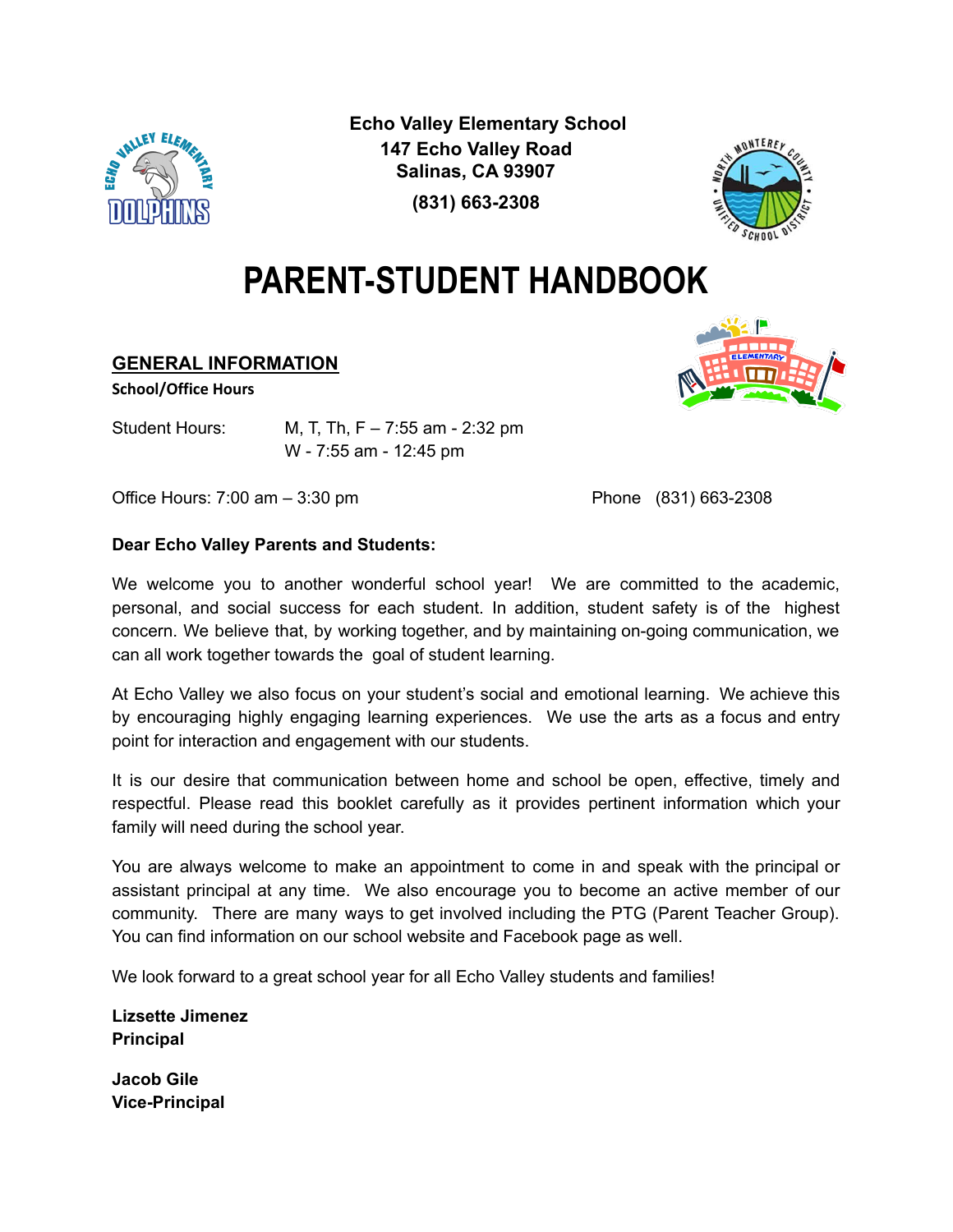**Echo Valley Elementary School**
**147 Echo Valley Road**
**Salinas, CA 93907**
**(831) 663-2308**

# PARENT-STUDENT HANDBOOK

## GENERAL INFORMATION

**School/Office Hours**

Student Hours: M, T, Th, F – 7:55 am - 2:32 pm
W - 7:55 am - 12:45 pm

Office Hours: 7:00 am – 3:30 pm

Phone (831) 663-2308

**Dear Echo Valley Parents and Students:**

We welcome you to another wonderful school year! We are committed to the academic, personal, and social success for each student. In addition, student safety is of the highest concern. We believe that, by working together, and by maintaining on-going communication, we can all work together towards the goal of student learning.

At Echo Valley we also focus on your student's social and emotional learning. We achieve this by encouraging highly engaging learning experiences. We use the arts as a focus and entry point for interaction and engagement with our students.

It is our desire that communication between home and school be open, effective, timely and respectful. Please read this booklet carefully as it provides pertinent information which your family will need during the school year.

You are always welcome to make an appointment to come in and speak with the principal or assistant principal at any time. We also encourage you to become an active member of our community. There are many ways to get involved including the PTG (Parent Teacher Group). You can find information on our school website and Facebook page as well.

We look forward to a great school year for all Echo Valley students and families!

**Lizsette Jimenez**
**Principal**

**Jacob Gile**
**Vice-Principal**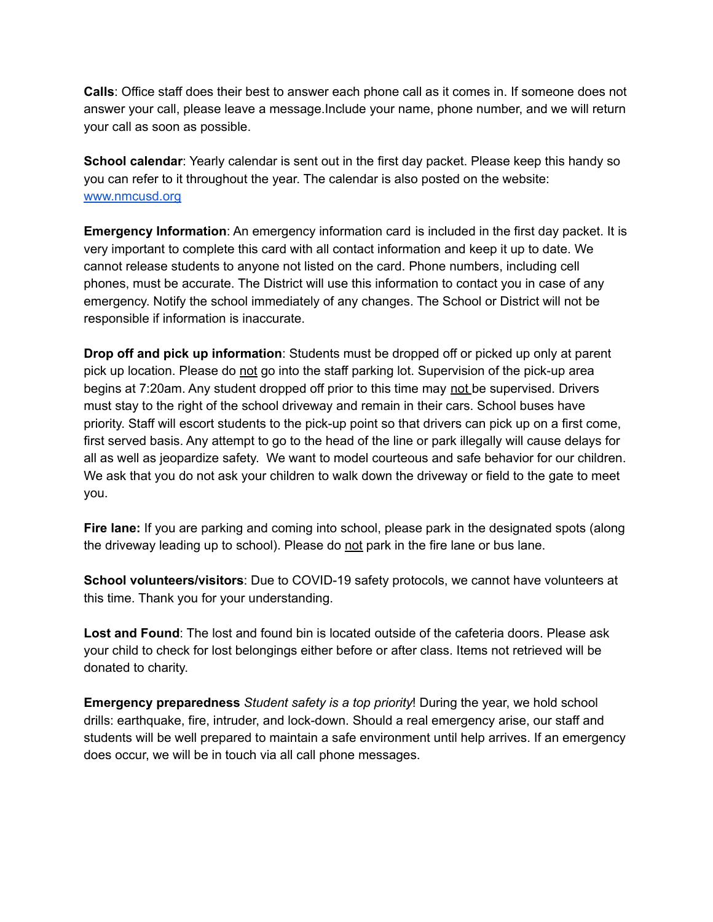**Calls**: Office staff does their best to answer each phone call as it comes in. If someone does not answer your call, please leave a message.Include your name, phone number, and we will return your call as soon as possible.

**School calendar**: Yearly calendar is sent out in the first day packet. Please keep this handy so you can refer to it throughout the year. The calendar is also posted on the website: [www.nmcusd.org](http://www.nmcusd.org)

**Emergency Information**: An emergency information card is included in the first day packet. It is very important to complete this card with all contact information and keep it up to date. We cannot release students to anyone not listed on the card. Phone numbers, including cell phones, must be accurate. The District will use this information to contact you in case of any emergency. Notify the school immediately of any changes. The School or District will not be responsible if information is inaccurate.

**Drop off and pick up information**: Students must be dropped off or picked up only at parent pick up location. Please do <u>not</u> go into the staff parking lot. Supervision of the pick-up area begins at 7:20am. Any student dropped off prior to this time may <u>not</u> be supervised. Drivers must stay to the right of the school driveway and remain in their cars. School buses have priority. Staff will escort students to the pick-up point so that drivers can pick up on a first come, first served basis. Any attempt to go to the head of the line or park illegally will cause delays for all as well as jeopardize safety. We want to model courteous and safe behavior for our children. We ask that you do not ask your children to walk down the driveway or field to the gate to meet you.

**Fire lane:** If you are parking and coming into school, please park in the designated spots (along the driveway leading up to school). Please do <u>not</u> park in the fire lane or bus lane.

**School volunteers/visitors**: Due to COVID-19 safety protocols, we cannot have volunteers at this time. Thank you for your understanding.

**Lost and Found**: The lost and found bin is located outside of the cafeteria doors. Please ask your child to check for lost belongings either before or after class. Items not retrieved will be donated to charity.

**Emergency preparedness** *Student safety is a top priority*! During the year, we hold school drills: earthquake, fire, intruder, and lock-down. Should a real emergency arise, our staff and students will be well prepared to maintain a safe environment until help arrives. If an emergency does occur, we will be in touch via all call phone messages.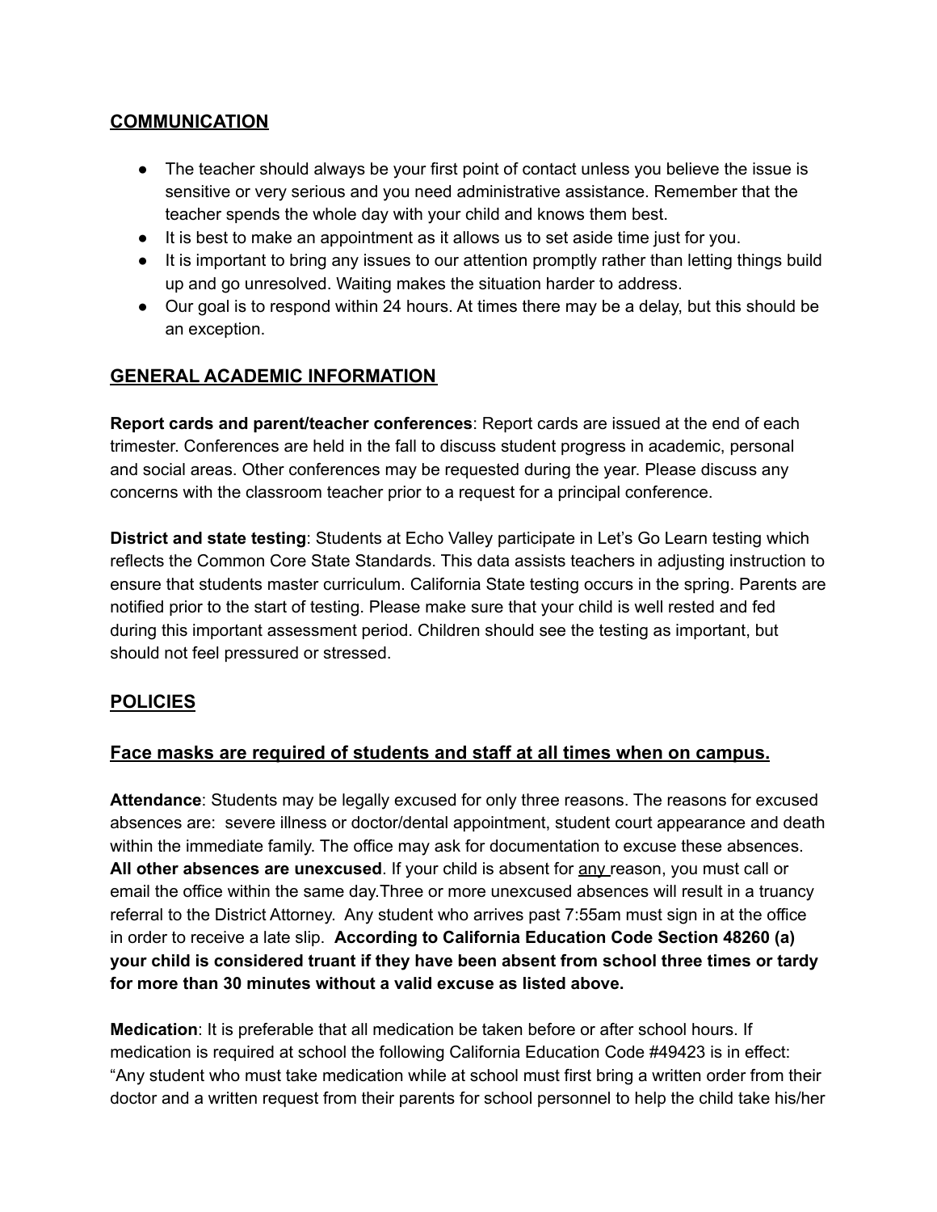## <u>COMMUNICATION</u>

- The teacher should always be your first point of contact unless you believe the issue is sensitive or very serious and you need administrative assistance. Remember that the teacher spends the whole day with your child and knows them best.
- It is best to make an appointment as it allows us to set aside time just for you.
- It is important to bring any issues to our attention promptly rather than letting things build up and go unresolved. Waiting makes the situation harder to address.
- Our goal is to respond within 24 hours. At times there may be a delay, but this should be an exception.

## <u>GENERAL ACADEMIC INFORMATION</u>

**Report cards and parent/teacher conferences**: Report cards are issued at the end of each trimester. Conferences are held in the fall to discuss student progress in academic, personal and social areas. Other conferences may be requested during the year. Please discuss any concerns with the classroom teacher prior to a request for a principal conference.

**District and state testing**: Students at Echo Valley participate in Let's Go Learn testing which reflects the Common Core State Standards. This data assists teachers in adjusting instruction to ensure that students master curriculum. California State testing occurs in the spring. Parents are notified prior to the start of testing. Please make sure that your child is well rested and fed during this important assessment period. Children should see the testing as important, but should not feel pressured or stressed.

## <u>POLICIES</u>

### <u>Face masks are required of students and staff at all times when on campus.</u>

**Attendance**: Students may be legally excused for only three reasons. The reasons for excused absences are: severe illness or doctor/dental appointment, student court appearance and death within the immediate family. The office may ask for documentation to excuse these absences. **All other absences are unexcused**. If your child is absent for <u>any</u> reason, you must call or email the office within the same day.Three or more unexcused absences will result in a truancy referral to the District Attorney. Any student who arrives past 7:55am must sign in at the office in order to receive a late slip. **According to California Education Code Section 48260 (a) your child is considered truant if they have been absent from school three times or tardy for more than 30 minutes without a valid excuse as listed above.**

**Medication**: It is preferable that all medication be taken before or after school hours. If medication is required at school the following California Education Code #49423 is in effect: "Any student who must take medication while at school must first bring a written order from their doctor and a written request from their parents for school personnel to help the child take his/her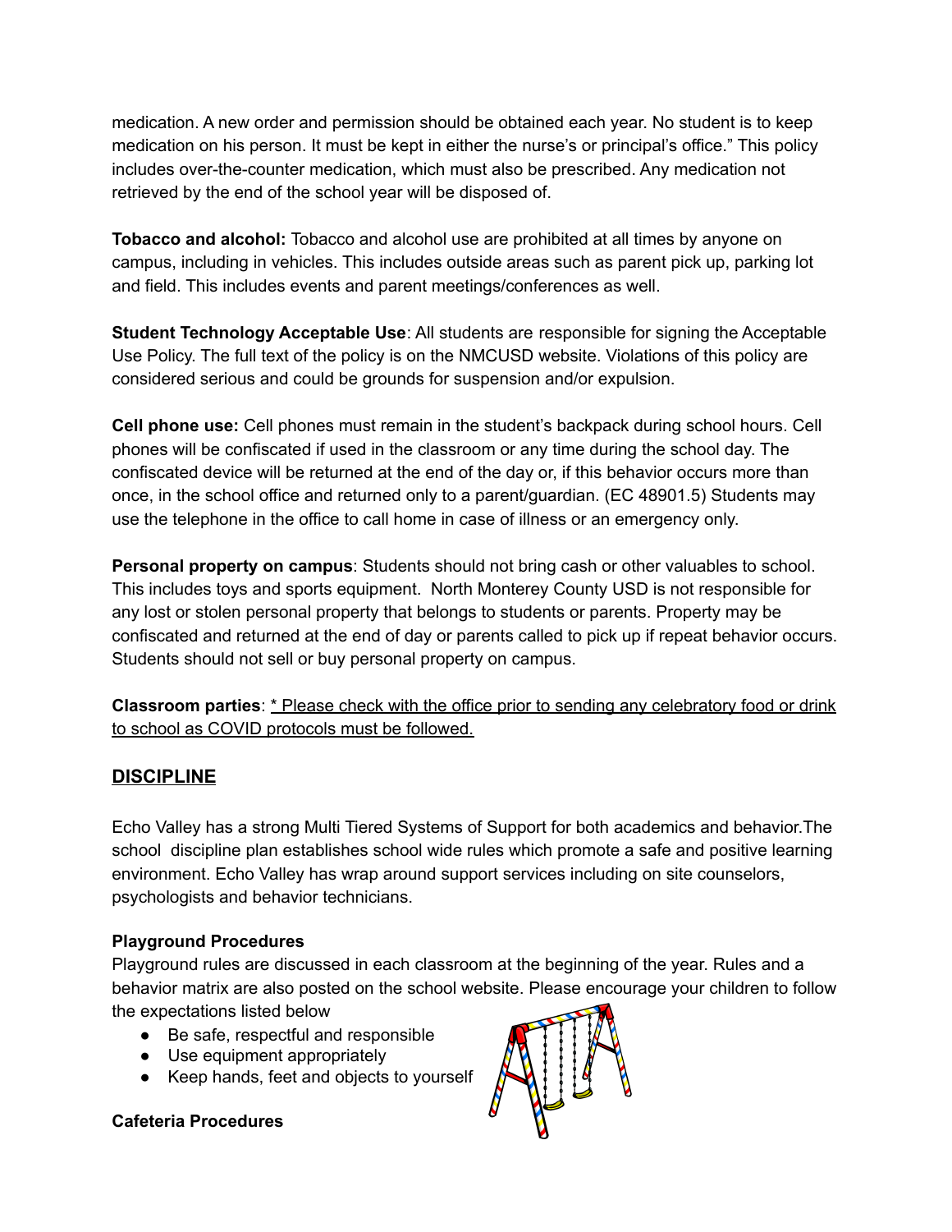medication. A new order and permission should be obtained each year. No student is to keep medication on his person. It must be kept in either the nurse's or principal's office." This policy includes over-the-counter medication, which must also be prescribed. Any medication not retrieved by the end of the school year will be disposed of.

**Tobacco and alcohol:** Tobacco and alcohol use are prohibited at all times by anyone on campus, including in vehicles. This includes outside areas such as parent pick up, parking lot and field. This includes events and parent meetings/conferences as well.

**Student Technology Acceptable Use**: All students are responsible for signing the Acceptable Use Policy. The full text of the policy is on the NMCUSD website. Violations of this policy are considered serious and could be grounds for suspension and/or expulsion.

**Cell phone use:** Cell phones must remain in the student's backpack during school hours. Cell phones will be confiscated if used in the classroom or any time during the school day. The confiscated device will be returned at the end of the day or, if this behavior occurs more than once, in the school office and returned only to a parent/guardian. (EC 48901.5) Students may use the telephone in the office to call home in case of illness or an emergency only.

**Personal property on campus**: Students should not bring cash or other valuables to school. This includes toys and sports equipment. North Monterey County USD is not responsible for any lost or stolen personal property that belongs to students or parents. Property may be confiscated and returned at the end of day or parents called to pick up if repeat behavior occurs. Students should not sell or buy personal property on campus.

**Classroom parties**: <u>* Please check with the office prior to sending any celebratory food or drink to school as COVID protocols must be followed.</u>

## DISCIPLINE

Echo Valley has a strong Multi Tiered Systems of Support for both academics and behavior.The school discipline plan establishes school wide rules which promote a safe and positive learning environment. Echo Valley has wrap around support services including on site counselors, psychologists and behavior technicians.

### Playground Procedures

Playground rules are discussed in each classroom at the beginning of the year. Rules and a behavior matrix are also posted on the school website. Please encourage your children to follow the expectations listed below

- Be safe, respectful and responsible
- Use equipment appropriately
- Keep hands, feet and objects to yourself

### Cafeteria Procedures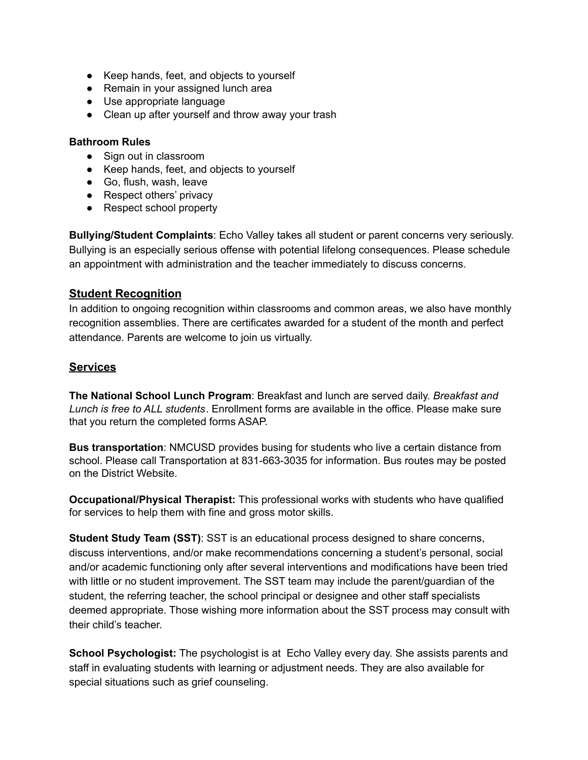- Keep hands, feet, and objects to yourself
- Remain in your assigned lunch area
- Use appropriate language
- Clean up after yourself and throw away your trash

**Bathroom Rules**

- Sign out in classroom
- Keep hands, feet, and objects to yourself
- Go, flush, wash, leave
- Respect others' privacy
- Respect school property

**Bullying/Student Complaints**: Echo Valley takes all student or parent concerns very seriously. Bullying is an especially serious offense with potential lifelong consequences. Please schedule an appointment with administration and the teacher immediately to discuss concerns.

## Student Recognition

In addition to ongoing recognition within classrooms and common areas, we also have monthly recognition assemblies. There are certificates awarded for a student of the month and perfect attendance. Parents are welcome to join us virtually.

## Services

**The National School Lunch Program**: Breakfast and lunch are served daily. *Breakfast and Lunch is free to ALL students*. Enrollment forms are available in the office. Please make sure that you return the completed forms ASAP.

**Bus transportation**: NMCUSD provides busing for students who live a certain distance from school. Please call Transportation at 831-663-3035 for information. Bus routes may be posted on the District Website.

**Occupational/Physical Therapist:** This professional works with students who have qualified for services to help them with fine and gross motor skills.

**Student Study Team (SST)**: SST is an educational process designed to share concerns, discuss interventions, and/or make recommendations concerning a student's personal, social and/or academic functioning only after several interventions and modifications have been tried with little or no student improvement. The SST team may include the parent/guardian of the student, the referring teacher, the school principal or designee and other staff specialists deemed appropriate. Those wishing more information about the SST process may consult with their child's teacher.

**School Psychologist:** The psychologist is at Echo Valley every day. She assists parents and staff in evaluating students with learning or adjustment needs. They are also available for special situations such as grief counseling.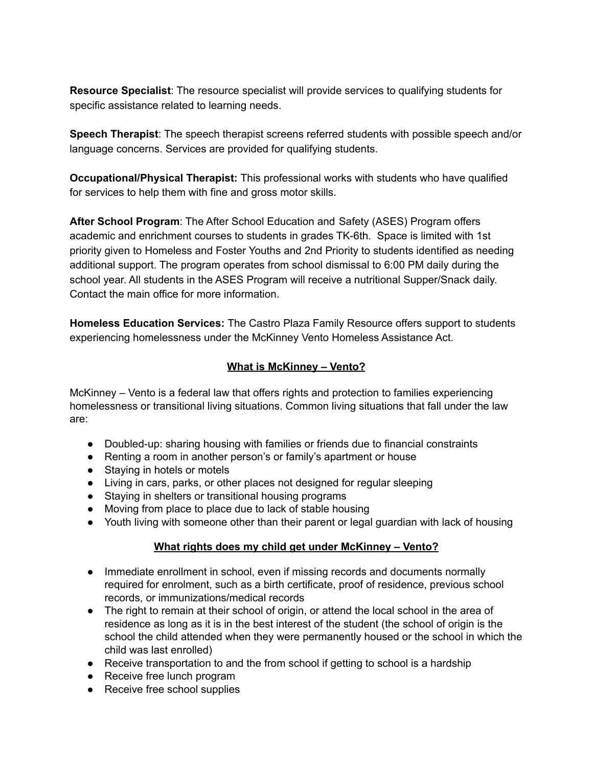**Resource Specialist**: The resource specialist will provide services to qualifying students for specific assistance related to learning needs.

**Speech Therapist**: The speech therapist screens referred students with possible speech and/or language concerns. Services are provided for qualifying students.

**Occupational/Physical Therapist:** This professional works with students who have qualified for services to help them with fine and gross motor skills.

**After School Program**: The After School Education and Safety (ASES) Program offers academic and enrichment courses to students in grades TK-6th. Space is limited with 1st priority given to Homeless and Foster Youths and 2nd Priority to students identified as needing additional support. The program operates from school dismissal to 6:00 PM daily during the school year. All students in the ASES Program will receive a nutritional Supper/Snack daily. Contact the main office for more information.

**Homeless Education Services:** The Castro Plaza Family Resource offers support to students experiencing homelessness under the McKinney Vento Homeless Assistance Act.

## What is McKinney – Vento?

McKinney – Vento is a federal law that offers rights and protection to families experiencing homelessness or transitional living situations. Common living situations that fall under the law are:

- Doubled-up: sharing housing with families or friends due to financial constraints
- Renting a room in another person's or family's apartment or house
- Staying in hotels or motels
- Living in cars, parks, or other places not designed for regular sleeping
- Staying in shelters or transitional housing programs
- Moving from place to place due to lack of stable housing
- Youth living with someone other than their parent or legal guardian with lack of housing

## What rights does my child get under McKinney – Vento?

- Immediate enrollment in school, even if missing records and documents normally required for enrolment, such as a birth certificate, proof of residence, previous school records, or immunizations/medical records
- The right to remain at their school of origin, or attend the local school in the area of residence as long as it is in the best interest of the student (the school of origin is the school the child attended when they were permanently housed or the school in which the child was last enrolled)
- Receive transportation to and the from school if getting to school is a hardship
- Receive free lunch program
- Receive free school supplies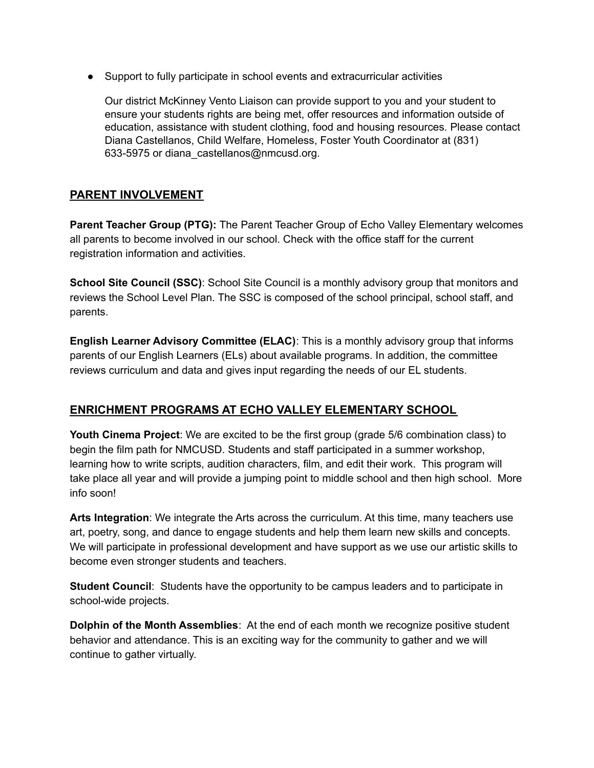- Support to fully participate in school events and extracurricular activities

  Our district McKinney Vento Liaison can provide support to you and your student to ensure your students rights are being met, offer resources and information outside of education, assistance with student clothing, food and housing resources. Please contact Diana Castellanos, Child Welfare, Homeless, Foster Youth Coordinator at (831) 633-5975 or diana_castellanos@nmcusd.org.

## PARENT INVOLVEMENT

**Parent Teacher Group (PTG):** The Parent Teacher Group of Echo Valley Elementary welcomes all parents to become involved in our school. Check with the office staff for the current registration information and activities.

**School Site Council (SSC)**: School Site Council is a monthly advisory group that monitors and reviews the School Level Plan. The SSC is composed of the school principal, school staff, and parents.

**English Learner Advisory Committee (ELAC)**: This is a monthly advisory group that informs parents of our English Learners (ELs) about available programs. In addition, the committee reviews curriculum and data and gives input regarding the needs of our EL students.

## ENRICHMENT PROGRAMS AT ECHO VALLEY ELEMENTARY SCHOOL

**Youth Cinema Project**: We are excited to be the first group (grade 5/6 combination class) to begin the film path for NMCUSD. Students and staff participated in a summer workshop, learning how to write scripts, audition characters, film, and edit their work. This program will take place all year and will provide a jumping point to middle school and then high school. More info soon!

**Arts Integration**: We integrate the Arts across the curriculum. At this time, many teachers use art, poetry, song, and dance to engage students and help them learn new skills and concepts. We will participate in professional development and have support as we use our artistic skills to become even stronger students and teachers.

**Student Council**: Students have the opportunity to be campus leaders and to participate in school-wide projects.

**Dolphin of the Month Assemblies**: At the end of each month we recognize positive student behavior and attendance. This is an exciting way for the community to gather and we will continue to gather virtually.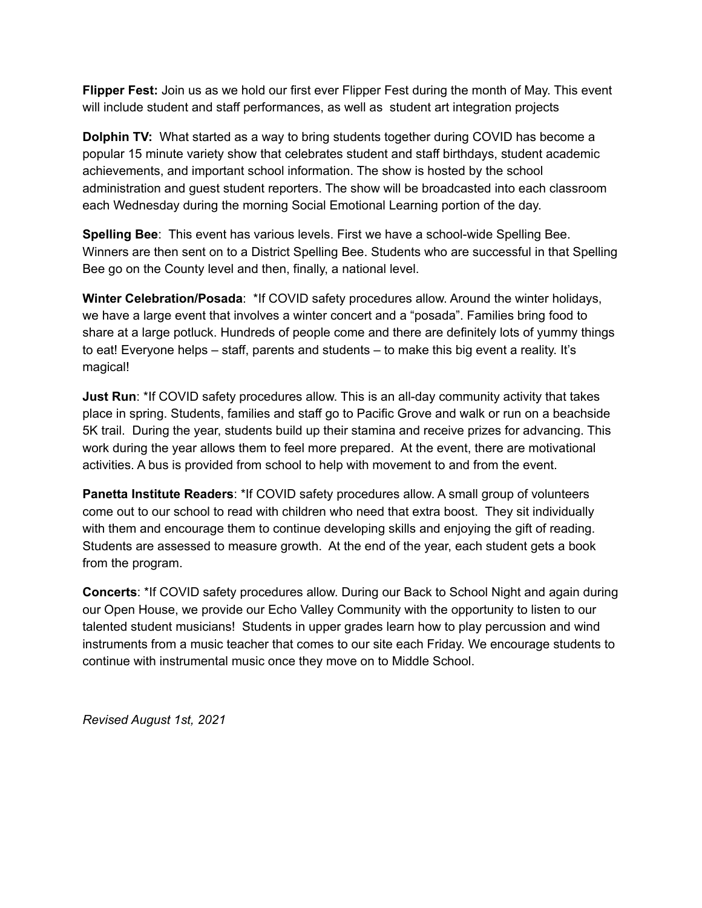**Flipper Fest:** Join us as we hold our first ever Flipper Fest during the month of May. This event will include student and staff performances, as well as  student art integration projects

**Dolphin TV:**  What started as a way to bring students together during COVID has become a popular 15 minute variety show that celebrates student and staff birthdays, student academic achievements, and important school information. The show is hosted by the school administration and guest student reporters. The show will be broadcasted into each classroom each Wednesday during the morning Social Emotional Learning portion of the day.

**Spelling Bee**:  This event has various levels. First we have a school-wide Spelling Bee. Winners are then sent on to a District Spelling Bee. Students who are successful in that Spelling Bee go on the County level and then, finally, a national level.

**Winter Celebration/Posada**:  *If COVID safety procedures allow. Around the winter holidays, we have a large event that involves a winter concert and a "posada". Families bring food to share at a large potluck. Hundreds of people come and there are definitely lots of yummy things to eat! Everyone helps – staff, parents and students – to make this big event a reality. It's magical!

**Just Run**: *If COVID safety procedures allow. This is an all-day community activity that takes place in spring. Students, families and staff go to Pacific Grove and walk or run on a beachside 5K trail.  During the year, students build up their stamina and receive prizes for advancing. This work during the year allows them to feel more prepared.  At the event, there are motivational activities. A bus is provided from school to help with movement to and from the event.

**Panetta Institute Readers**: *If COVID safety procedures allow. A small group of volunteers come out to our school to read with children who need that extra boost.  They sit individually with them and encourage them to continue developing skills and enjoying the gift of reading. Students are assessed to measure growth.  At the end of the year, each student gets a book from the program.

**Concerts**: *If COVID safety procedures allow. During our Back to School Night and again during our Open House, we provide our Echo Valley Community with the opportunity to listen to our talented student musicians!  Students in upper grades learn how to play percussion and wind instruments from a music teacher that comes to our site each Friday. We encourage students to continue with instrumental music once they move on to Middle School.

*Revised August 1st, 2021*